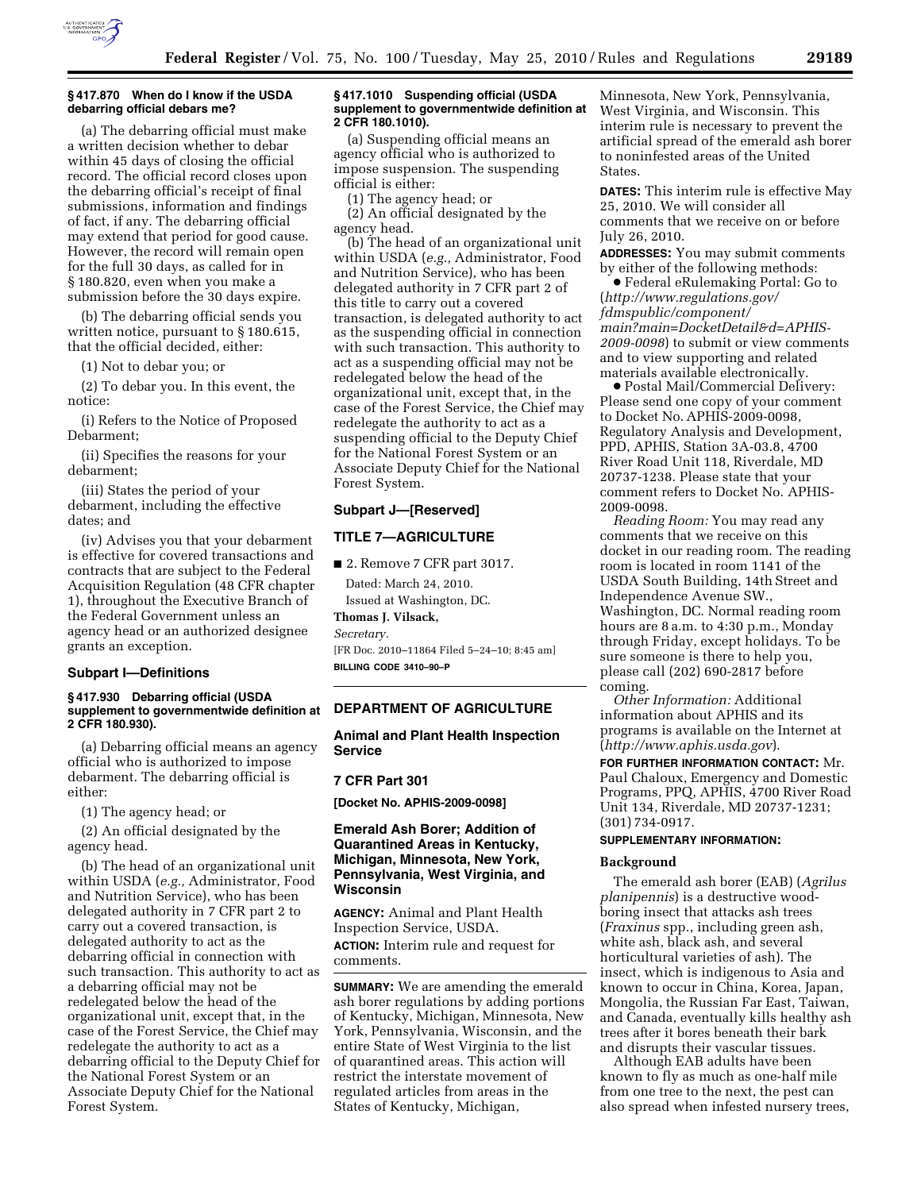#### § 417.870 When do I know if the USDA debarring official debars me?

(a) The debarring official must make a written decision whether to debar within 45 days of closing the official record. The official record closes upon the debarring official's receipt of final submissions, information and findings of fact, if any. The debarring official may extend that period for good cause. However, the record will remain open for the full 30 days, as called for in § 180.820, even when you make a submission before the 30 days expire.

(b) The debarring official sends you written notice, pursuant to § 180.615, that the official decided, either:

(1) Not to debar you; or

(2) To debar you. In this event, the notice:

(i) Refers to the Notice of Proposed Debarment;

(ii) Specifies the reasons for your debarment;

(iii) States the period of your debarment, including the effective dates; and

(iv) Advises you that your debarment is effective for covered transactions and contracts that are subject to the Federal Acquisition Regulation (48 CFR chapter 1), throughout the Executive Branch of the Federal Government unless an agency head or an authorized designee grants an exception.

### Subpart I—Definitions

#### § 417.930 Debarring official (USDA supplement to governmentwide definition at 2 CFR 180.930).

(a) Debarring official means an agency official who is authorized to impose debarment. The debarring official is either:

(1) The agency head; or

(2) An official designated by the agency head.

(b) The head of an organizational unit within USDA (*e.g.,* Administrator, Food and Nutrition Service), who has been delegated authority in 7 CFR part 2 to carry out a covered transaction, is delegated authority to act as the debarring official in connection with such transaction. This authority to act as a debarring official may not be redelegated below the head of the organizational unit, except that, in the case of the Forest Service, the Chief may redelegate the authority to act as a debarring official to the Deputy Chief for the National Forest System or an Associate Deputy Chief for the National Forest System.

#### § 417.1010 Suspending official (USDA supplement to governmentwide definition at 2 CFR 180.1010).

(a) Suspending official means an agency official who is authorized to impose suspension. The suspending official is either:

(1) The agency head; or

(2) An official designated by the agency head.

(b) The head of an organizational unit within USDA (*e.g.,* Administrator, Food and Nutrition Service), who has been delegated authority in 7 CFR part 2 of this title to carry out a covered transaction, is delegated authority to act as the suspending official in connection with such transaction. This authority to act as a suspending official may not be redelegated below the head of the organizational unit, except that, in the case of the Forest Service, the Chief may redelegate the authority to act as a suspending official to the Deputy Chief for the National Forest System or an Associate Deputy Chief for the National Forest System.

### Subpart J—[Reserved]

## TITLE 7—AGRICULTURE

■ 2. Remove 7 CFR part 3017.

Dated: March 24, 2010.

Issued at Washington, DC.

**Thomas J. Vilsack,**

*Secretary.*

[FR Doc. 2010–11864 Filed 5–24–10; 8:45 am]

**BILLING CODE 3410–90–P**

## DEPARTMENT OF AGRICULTURE

### Animal and Plant Health Inspection Service

### 7 CFR Part 301

**[Docket No. APHIS-2009-0098]**

### Emerald Ash Borer; Addition of Quarantined Areas in Kentucky, Michigan, Minnesota, New York, Pennsylvania, West Virginia, and Wisconsin

**AGENCY:** Animal and Plant Health Inspection Service, USDA.

**ACTION:** Interim rule and request for comments.

**SUMMARY:** We are amending the emerald ash borer regulations by adding portions of Kentucky, Michigan, Minnesota, New York, Pennsylvania, Wisconsin, and the entire State of West Virginia to the list of quarantined areas. This action will restrict the interstate movement of regulated articles from areas in the States of Kentucky, Michigan, Minnesota, New York, Pennsylvania, West Virginia, and Wisconsin. This interim rule is necessary to prevent the artificial spread of the emerald ash borer to noninfested areas of the United States.

**DATES:** This interim rule is effective May 25, 2010. We will consider all comments that we receive on or before July 26, 2010.

**ADDRESSES:** You may submit comments by either of the following methods:

● Federal eRulemaking Portal: Go to (*http://www.regulations.gov/fdmspublic/component/main?main=DocketDetail&d=APHIS-2009-0098*) to submit or view comments and to view supporting and related materials available electronically.

● Postal Mail/Commercial Delivery: Please send one copy of your comment to Docket No. APHIS-2009-0098, Regulatory Analysis and Development, PPD, APHIS, Station 3A-03.8, 4700 River Road Unit 118, Riverdale, MD 20737-1238. Please state that your comment refers to Docket No. APHIS-2009-0098.

*Reading Room:* You may read any comments that we receive on this docket in our reading room. The reading room is located in room 1141 of the USDA South Building, 14th Street and Independence Avenue SW., Washington, DC. Normal reading room hours are 8 a.m. to 4:30 p.m., Monday through Friday, except holidays. To be sure someone is there to help you, please call (202) 690-2817 before coming.

*Other Information:* Additional information about APHIS and its programs is available on the Internet at (*http://www.aphis.usda.gov*).

**FOR FURTHER INFORMATION CONTACT:** Mr. Paul Chaloux, Emergency and Domestic Programs, PPQ, APHIS, 4700 River Road Unit 134, Riverdale, MD 20737-1231; (301) 734-0917.

**SUPPLEMENTARY INFORMATION:**

### Background

The emerald ash borer (EAB) (*Agrilus planipennis*) is a destructive wood-boring insect that attacks ash trees (*Fraxinus* spp., including green ash, white ash, black ash, and several horticultural varieties of ash). The insect, which is indigenous to Asia and known to occur in China, Korea, Japan, Mongolia, the Russian Far East, Taiwan, and Canada, eventually kills healthy ash trees after it bores beneath their bark and disrupts their vascular tissues.

Although EAB adults have been known to fly as much as one-half mile from one tree to the next, the pest can also spread when infested nursery trees,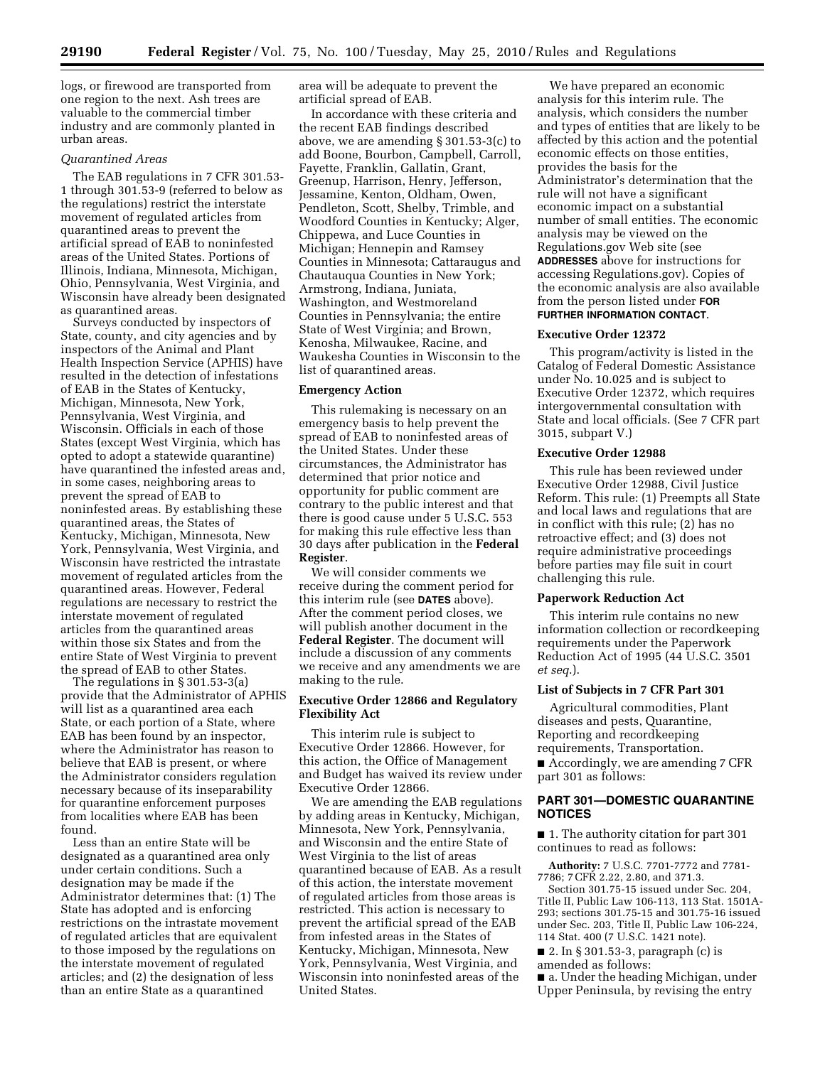logs, or firewood are transported from one region to the next. Ash trees are valuable to the commercial timber industry and are commonly planted in urban areas.

*Quarantined Areas*

The EAB regulations in 7 CFR 301.53-1 through 301.53-9 (referred to below as the regulations) restrict the interstate movement of regulated articles from quarantined areas to prevent the artificial spread of EAB to noninfested areas of the United States. Portions of Illinois, Indiana, Minnesota, Michigan, Ohio, Pennsylvania, West Virginia, and Wisconsin have already been designated as quarantined areas.

Surveys conducted by inspectors of State, county, and city agencies and by inspectors of the Animal and Plant Health Inspection Service (APHIS) have resulted in the detection of infestations of EAB in the States of Kentucky, Michigan, Minnesota, New York, Pennsylvania, West Virginia, and Wisconsin. Officials in each of those States (except West Virginia, which has opted to adopt a statewide quarantine) have quarantined the infested areas and, in some cases, neighboring areas to prevent the spread of EAB to noninfested areas. By establishing these quarantined areas, the States of Kentucky, Michigan, Minnesota, New York, Pennsylvania, West Virginia, and Wisconsin have restricted the intrastate movement of regulated articles from the quarantined areas. However, Federal regulations are necessary to restrict the interstate movement of regulated articles from the quarantined areas within those six States and from the entire State of West Virginia to prevent the spread of EAB to other States.

The regulations in § 301.53-3(a) provide that the Administrator of APHIS will list as a quarantined area each State, or each portion of a State, where EAB has been found by an inspector, where the Administrator has reason to believe that EAB is present, or where the Administrator considers regulation necessary because of its inseparability for quarantine enforcement purposes from localities where EAB has been found.

Less than an entire State will be designated as a quarantined area only under certain conditions. Such a designation may be made if the Administrator determines that: (1) The State has adopted and is enforcing restrictions on the intrastate movement of regulated articles that are equivalent to those imposed by the regulations on the interstate movement of regulated articles; and (2) the designation of less than an entire State as a quarantined area will be adequate to prevent the artificial spread of EAB.

In accordance with these criteria and the recent EAB findings described above, we are amending § 301.53-3(c) to add Boone, Bourbon, Campbell, Carroll, Fayette, Franklin, Gallatin, Grant, Greenup, Harrison, Henry, Jefferson, Jessamine, Kenton, Oldham, Owen, Pendleton, Scott, Shelby, Trimble, and Woodford Counties in Kentucky; Alger, Chippewa, and Luce Counties in Michigan; Hennepin and Ramsey Counties in Minnesota; Cattaraugus and Chautauqua Counties in New York; Armstrong, Indiana, Juniata, Washington, and Westmoreland Counties in Pennsylvania; the entire State of West Virginia; and Brown, Kenosha, Milwaukee, Racine, and Waukesha Counties in Wisconsin to the list of quarantined areas.

## Emergency Action

This rulemaking is necessary on an emergency basis to help prevent the spread of EAB to noninfested areas of the United States. Under these circumstances, the Administrator has determined that prior notice and opportunity for public comment are contrary to the public interest and that there is good cause under 5 U.S.C. 553 for making this rule effective less than 30 days after publication in the **Federal Register**.

We will consider comments we receive during the comment period for this interim rule (see **DATES** above). After the comment period closes, we will publish another document in the **Federal Register**. The document will include a discussion of any comments we receive and any amendments we are making to the rule.

## Executive Order 12866 and Regulatory Flexibility Act

This interim rule is subject to Executive Order 12866. However, for this action, the Office of Management and Budget has waived its review under Executive Order 12866.

We are amending the EAB regulations by adding areas in Kentucky, Michigan, Minnesota, New York, Pennsylvania, and Wisconsin and the entire State of West Virginia to the list of areas quarantined because of EAB. As a result of this action, the interstate movement of regulated articles from those areas is restricted. This action is necessary to prevent the artificial spread of the EAB from infested areas in the States of Kentucky, Michigan, Minnesota, New York, Pennsylvania, West Virginia, and Wisconsin into noninfested areas of the United States.

We have prepared an economic analysis for this interim rule. The analysis, which considers the number and types of entities that are likely to be affected by this action and the potential economic effects on those entities, provides the basis for the Administrator's determination that the rule will not have a significant economic impact on a substantial number of small entities. The economic analysis may be viewed on the Regulations.gov Web site (see **ADDRESSES** above for instructions for accessing Regulations.gov). Copies of the economic analysis are also available from the person listed under **FOR FURTHER INFORMATION CONTACT**.

## Executive Order 12372

This program/activity is listed in the Catalog of Federal Domestic Assistance under No. 10.025 and is subject to Executive Order 12372, which requires intergovernmental consultation with State and local officials. (See 7 CFR part 3015, subpart V.)

## Executive Order 12988

This rule has been reviewed under Executive Order 12988, Civil Justice Reform. This rule: (1) Preempts all State and local laws and regulations that are in conflict with this rule; (2) has no retroactive effect; and (3) does not require administrative proceedings before parties may file suit in court challenging this rule.

## Paperwork Reduction Act

This interim rule contains no new information collection or recordkeeping requirements under the Paperwork Reduction Act of 1995 (44 U.S.C. 3501 *et seq*.).

## List of Subjects in 7 CFR Part 301

Agricultural commodities, Plant diseases and pests, Quarantine, Reporting and recordkeeping requirements, Transportation.

■ Accordingly, we are amending 7 CFR part 301 as follows:

## PART 301—DOMESTIC QUARANTINE NOTICES

■ 1. The authority citation for part 301 continues to read as follows:

**Authority:** 7 U.S.C. 7701-7772 and 7781-7786; 7 CFR 2.22, 2.80, and 371.3.

Section 301.75-15 issued under Sec. 204, Title II, Public Law 106-113, 113 Stat. 1501A-293; sections 301.75-15 and 301.75-16 issued under Sec. 203, Title II, Public Law 106-224, 114 Stat. 400 (7 U.S.C. 1421 note).

■ 2. In § 301.53-3, paragraph (c) is amended as follows:

■ a. Under the heading Michigan, under Upper Peninsula, by revising the entry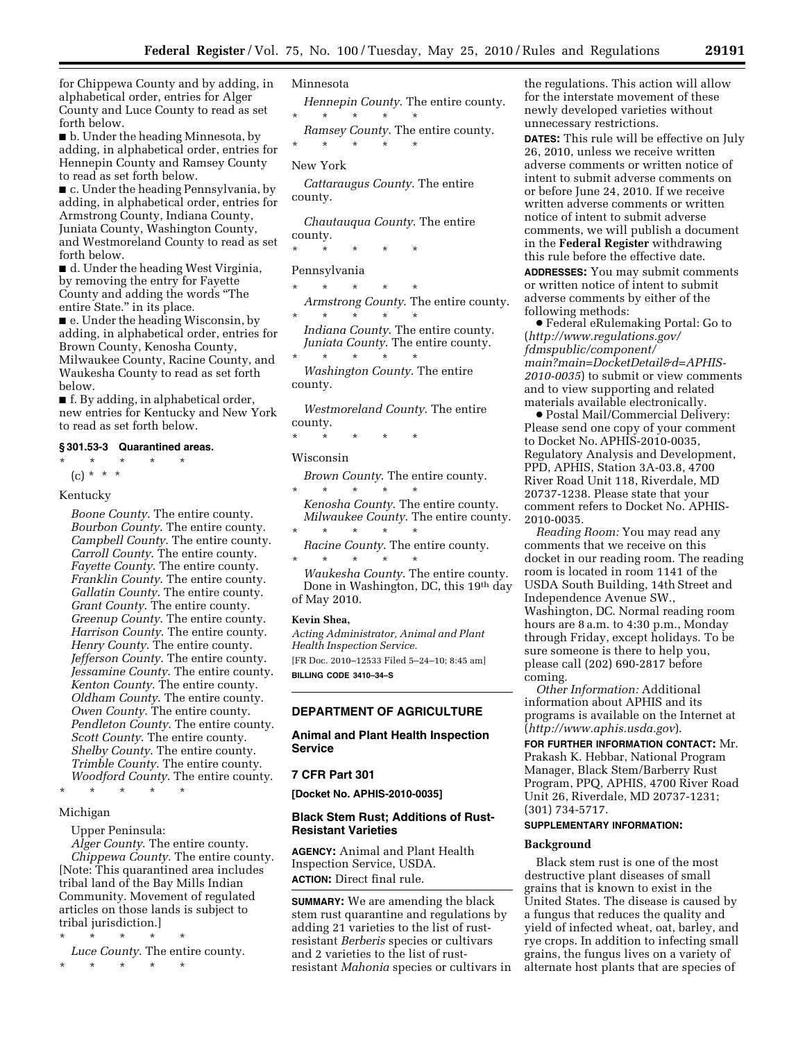for Chippewa County and by adding, in alphabetical order, entries for Alger County and Luce County to read as set forth below.

■ b. Under the heading Minnesota, by adding, in alphabetical order, entries for Hennepin County and Ramsey County to read as set forth below.

■ c. Under the heading Pennsylvania, by adding, in alphabetical order, entries for Armstrong County, Indiana County, Juniata County, Washington County, and Westmoreland County to read as set forth below.

■ d. Under the heading West Virginia, by removing the entry for Fayette County and adding the words "The entire State." in its place.

■ e. Under the heading Wisconsin, by adding, in alphabetical order, entries for Brown County, Kenosha County, Milwaukee County, Racine County, and Waukesha County to read as set forth below.

■ f. By adding, in alphabetical order, new entries for Kentucky and New York to read as set forth below.

### § 301.53-3 Quarantined areas.

\* \* \* \* \*

(c) \* \* \*

Kentucky

*Boone County*. The entire county.
*Bourbon County*. The entire county.
*Campbell County*. The entire county.
*Carroll County*. The entire county.
*Fayette County*. The entire county.
*Franklin County*. The entire county.
*Gallatin County*. The entire county.
*Grant County*. The entire county.
*Greenup County*. The entire county.
*Harrison County*. The entire county.
*Henry County*. The entire county.
*Jefferson County*. The entire county.
*Jessamine County*. The entire county.
*Kenton County*. The entire county.
*Oldham County*. The entire county.
*Owen County*. The entire county.
*Pendleton County*. The entire county.
*Scott County*. The entire county.
*Shelby County*. The entire county.
*Trimble County*. The entire county.
*Woodford County*. The entire county.

\* \* \* \* \*

Michigan

Upper Peninsula:

*Alger County*. The entire county.
*Chippewa County*. The entire county. [Note: This quarantined area includes tribal land of the Bay Mills Indian Community. Movement of regulated articles on those lands is subject to tribal jurisdiction.]

\* \* \* \* \*

*Luce County*. The entire county.

\* \* \* \* \*

Minnesota

*Hennepin County*. The entire county.

\* \* \* \* \*

*Ramsey County*. The entire county.

\* \* \* \* \*

New York

*Cattaraugus County*. The entire county.

*Chautauqua County*. The entire county.

\* \* \* \* \*

Pennsylvania

\* \* \* \* \*

*Armstrong County*. The entire county.

\* \* \* \* \*

*Indiana County*. The entire county.
*Juniata County*. The entire county.

\* \* \* \* \*

*Washington County*. The entire county.

*Westmoreland County*. The entire county.

\* \* \* \* \*

Wisconsin

*Brown County*. The entire county.

\* \* \* \* \*

*Kenosha County*. The entire county.
*Milwaukee County*. The entire county.

\* \* \* \* \*

*Racine County*. The entire county.

\* \* \* \* \*

*Waukesha County*. The entire county.

Done in Washington, DC, this 19th day of May 2010.

**Kevin Shea,**

*Acting Administrator, Animal and Plant Health Inspection Service.*

[FR Doc. 2010–12533 Filed 5–24–10; 8:45 am]

**BILLING CODE 3410–34–S**

---

## DEPARTMENT OF AGRICULTURE

### Animal and Plant Health Inspection Service

### 7 CFR Part 301

**[Docket No. APHIS-2010-0035]**

### Black Stem Rust; Additions of Rust-Resistant Varieties

**AGENCY:** Animal and Plant Health Inspection Service, USDA.

**ACTION:** Direct final rule.

**SUMMARY:** We are amending the black stem rust quarantine and regulations by adding 21 varieties to the list of rust-resistant *Berberis* species or cultivars and 2 varieties to the list of rust-resistant *Mahonia* species or cultivars in the regulations. This action will allow for the interstate movement of these newly developed varieties without unnecessary restrictions.

**DATES:** This rule will be effective on July 26, 2010, unless we receive written adverse comments or written notice of intent to submit adverse comments on or before June 24, 2010. If we receive written adverse comments or written notice of intent to submit adverse comments, we will publish a document in the **Federal Register** withdrawing this rule before the effective date.

**ADDRESSES:** You may submit comments or written notice of intent to submit adverse comments by either of the following methods:

● Federal eRulemaking Portal: Go to (*http://www.regulations.gov/fdmspublic/component/main?main=DocketDetail&d=APHIS-2010-0035*) to submit or view comments and to view supporting and related materials available electronically.

● Postal Mail/Commercial Delivery: Please send one copy of your comment to Docket No. APHIS-2010-0035, Regulatory Analysis and Development, PPD, APHIS, Station 3A-03.8, 4700 River Road Unit 118, Riverdale, MD 20737-1238. Please state that your comment refers to Docket No. APHIS-2010-0035.

*Reading Room:* You may read any comments that we receive on this docket in our reading room. The reading room is located in room 1141 of the USDA South Building, 14th Street and Independence Avenue SW., Washington, DC. Normal reading room hours are 8 a.m. to 4:30 p.m., Monday through Friday, except holidays. To be sure someone is there to help you, please call (202) 690-2817 before coming.

*Other Information:* Additional information about APHIS and its programs is available on the Internet at (*http://www.aphis.usda.gov*).

**FOR FURTHER INFORMATION CONTACT:** Mr. Prakash K. Hebbar, National Program Manager, Black Stem/Barberry Rust Program, PPQ, APHIS, 4700 River Road Unit 26, Riverdale, MD 20737-1231; (301) 734-5717.

**SUPPLEMENTARY INFORMATION:**

#### Background

Black stem rust is one of the most destructive plant diseases of small grains that is known to exist in the United States. The disease is caused by a fungus that reduces the quality and yield of infected wheat, oat, barley, and rye crops. In addition to infecting small grains, the fungus lives on a variety of alternate host plants that are species of